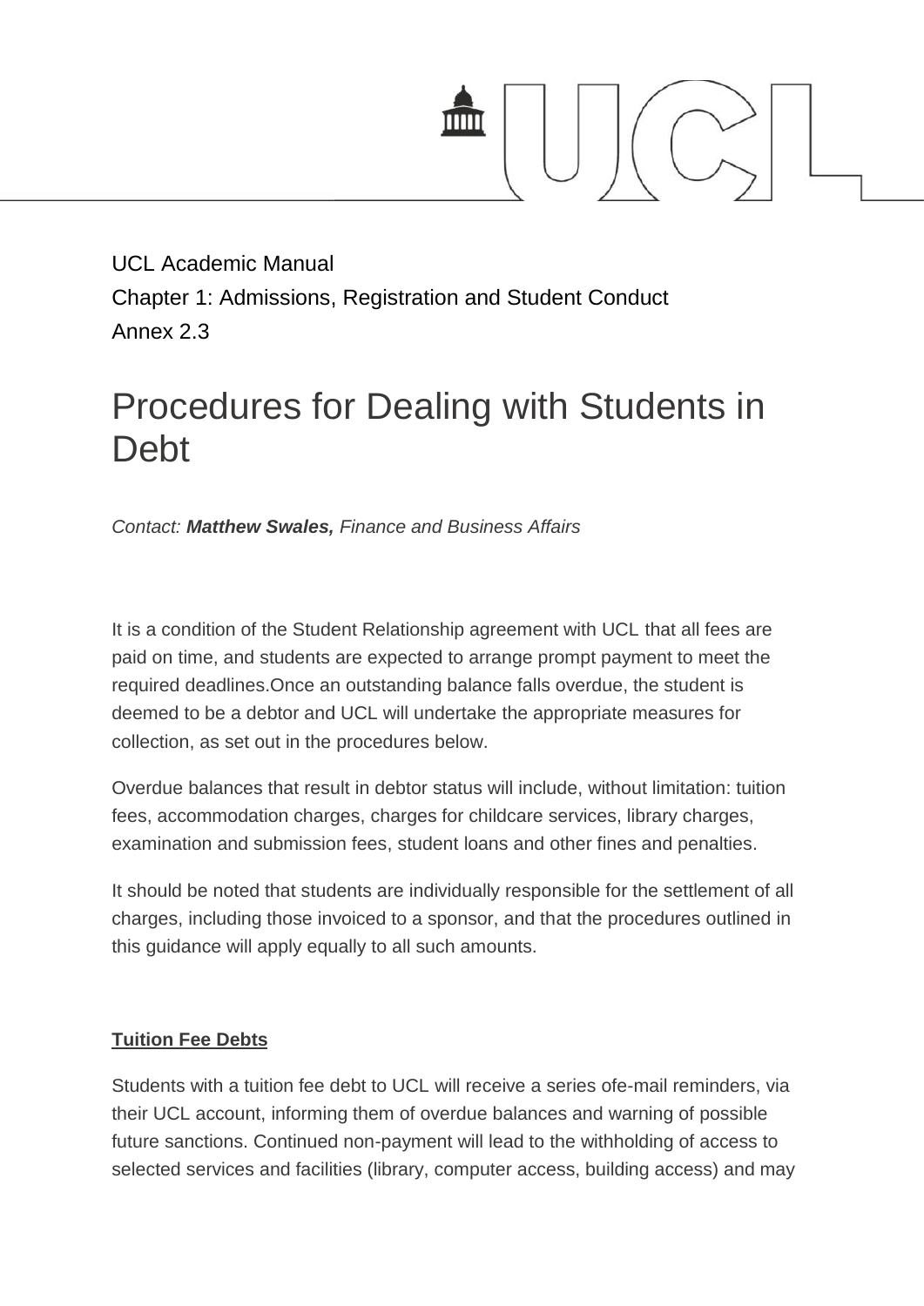UCL Academic Manual
Chapter 1: Admissions, Registration and Student Conduct
Annex 2.3

# Procedures for Dealing with Students in Debt

*Contact: **Matthew Swales,** Finance and Business Affairs*

It is a condition of the Student Relationship agreement with UCL that all fees are paid on time, and students are expected to arrange prompt payment to meet the required deadlines.Once an outstanding balance falls overdue, the student is deemed to be a debtor and UCL will undertake the appropriate measures for collection, as set out in the procedures below.

Overdue balances that result in debtor status will include, without limitation: tuition fees, accommodation charges, charges for childcare services, library charges, examination and submission fees, student loans and other fines and penalties.

It should be noted that students are individually responsible for the settlement of all charges, including those invoiced to a sponsor, and that the procedures outlined in this guidance will apply equally to all such amounts.

**Tuition Fee Debts**

Students with a tuition fee debt to UCL will receive a series ofe-mail reminders, via their UCL account, informing them of overdue balances and warning of possible future sanctions. Continued non-payment will lead to the withholding of access to selected services and facilities (library, computer access, building access) and may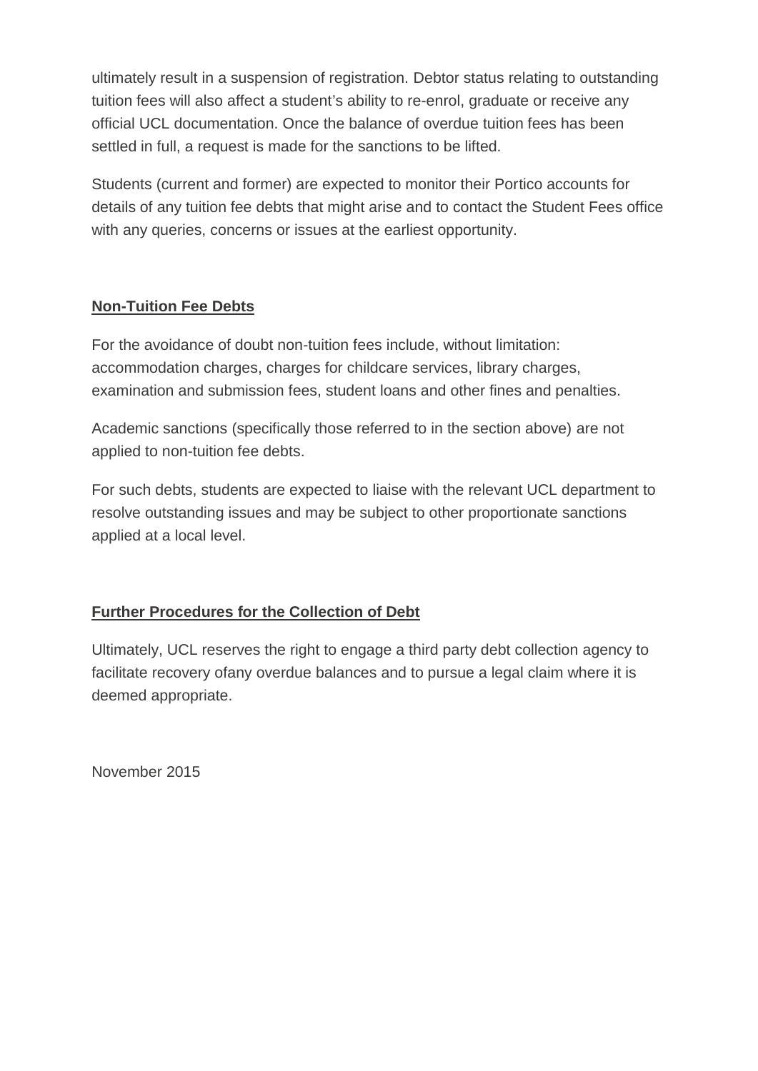ultimately result in a suspension of registration. Debtor status relating to outstanding tuition fees will also affect a student's ability to re-enrol, graduate or receive any official UCL documentation. Once the balance of overdue tuition fees has been settled in full, a request is made for the sanctions to be lifted.

Students (current and former) are expected to monitor their Portico accounts for details of any tuition fee debts that might arise and to contact the Student Fees office with any queries, concerns or issues at the earliest opportunity.

## Non-Tuition Fee Debts

For the avoidance of doubt non-tuition fees include, without limitation: accommodation charges, charges for childcare services, library charges, examination and submission fees, student loans and other fines and penalties.

Academic sanctions (specifically those referred to in the section above) are not applied to non-tuition fee debts.

For such debts, students are expected to liaise with the relevant UCL department to resolve outstanding issues and may be subject to other proportionate sanctions applied at a local level.

## Further Procedures for the Collection of Debt

Ultimately, UCL reserves the right to engage a third party debt collection agency to facilitate recovery ofany overdue balances and to pursue a legal claim where it is deemed appropriate.

November 2015